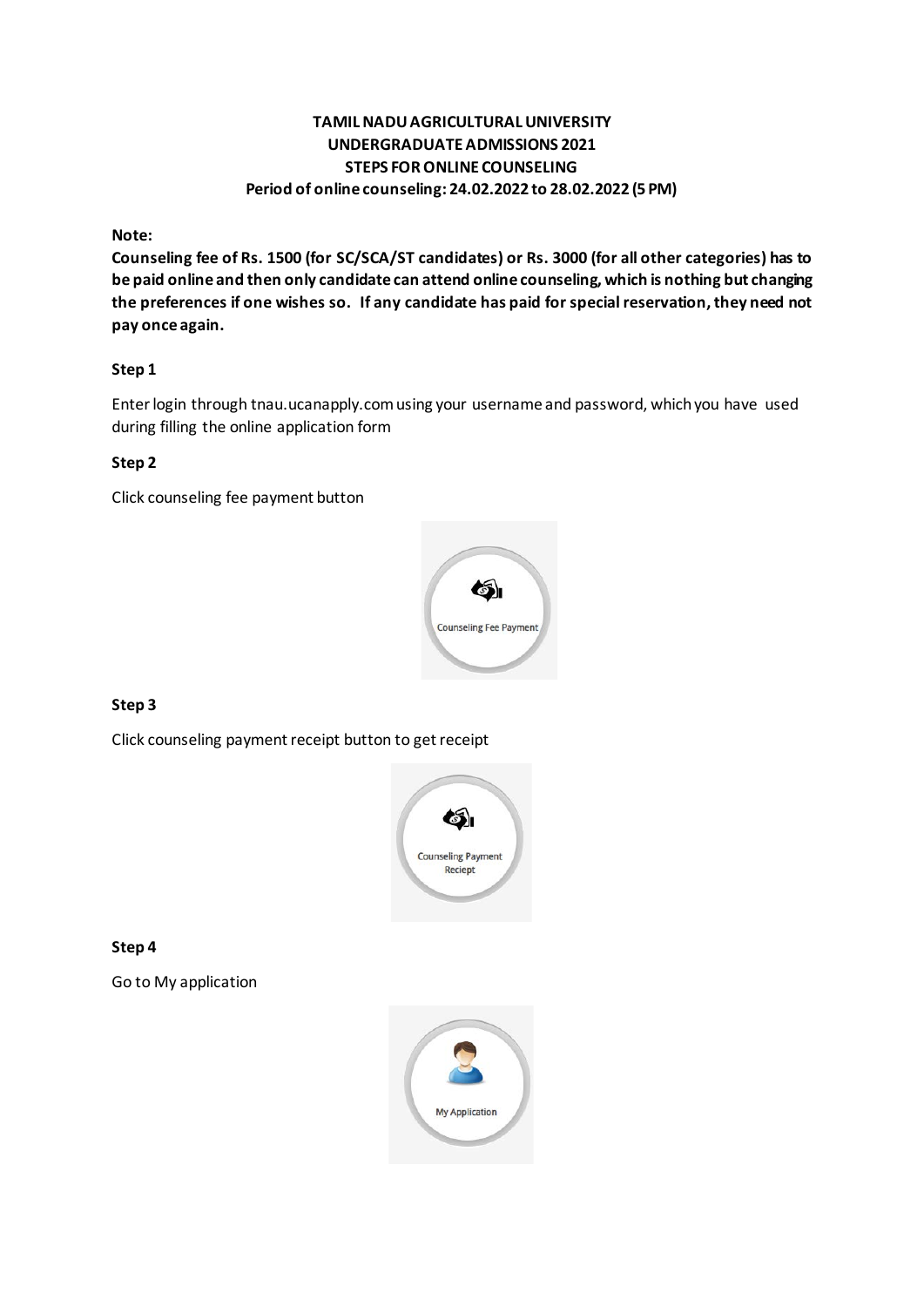**TAMIL NADU AGRICULTURAL UNIVERSITY**
**UNDERGRADUATE ADMISSIONS 2021**
**STEPS FOR ONLINE COUNSELING**
**Period of online counseling: 24.02.2022 to 28.02.2022 (5 PM)**

**Note:**

**Counseling fee of Rs. 1500 (for SC/SCA/ST candidates) or Rs. 3000 (for all other categories) has to be paid online and then only candidate can attend online counseling, which is nothing but changing the preferences if one wishes so. If any candidate has paid for special reservation, they need not pay once again.**

**Step 1**

Enter login through tnau.ucanapply.com using your username and password, which you have used during filling the online application form

**Step 2**

Click counseling fee payment button

Counseling Fee Payment

**Step 3**

Click counseling payment receipt button to get receipt

Counseling Payment Reciept

**Step 4**

Go to My application

My Application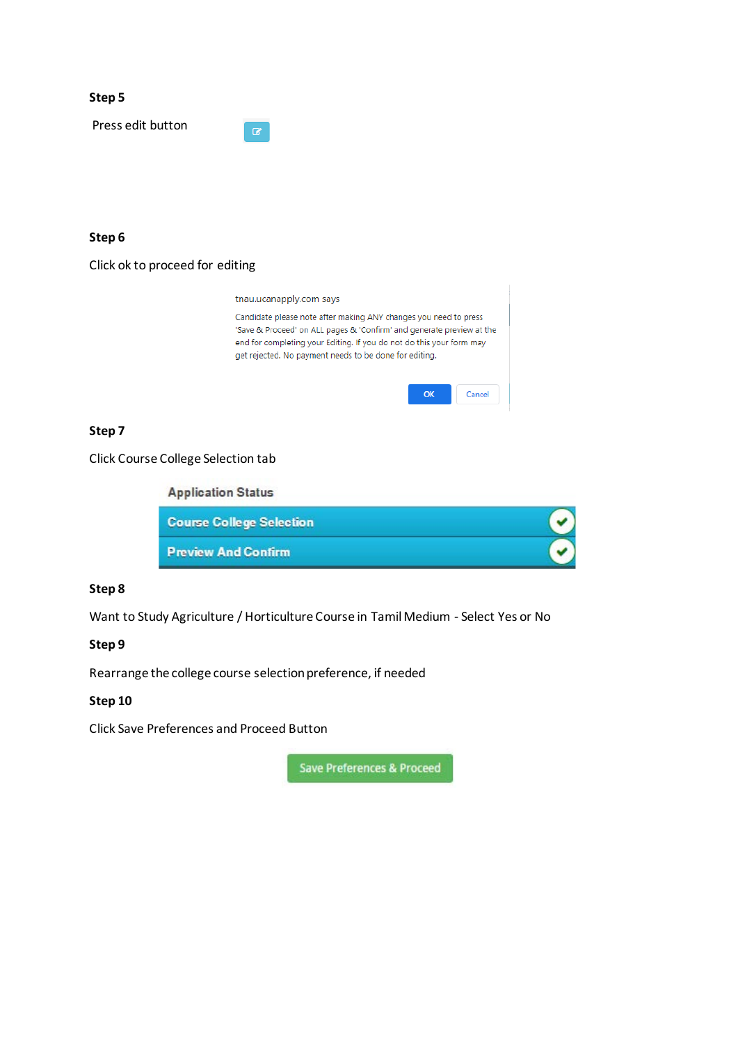**Step 5**

Press edit button

**Step 6**

Click ok to proceed for editing

tnau.ucanapply.com says

Candidate please note after making ANY changes you need to press 'Save & Proceed' on ALL pages & 'Confirm' and generate preview at the end for completing your Editing. If you do not do this your form may get rejected. No payment needs to be done for editing.

OK Cancel

**Step 7**

Click Course College Selection tab

Application Status

Course College Selection

Preview And Confirm

**Step 8**

Want to Study Agriculture / Horticulture Course in Tamil Medium - Select Yes or No

**Step 9**

Rearrange the college course selection preference, if needed

**Step 10**

Click Save Preferences and Proceed Button

Save Preferences & Proceed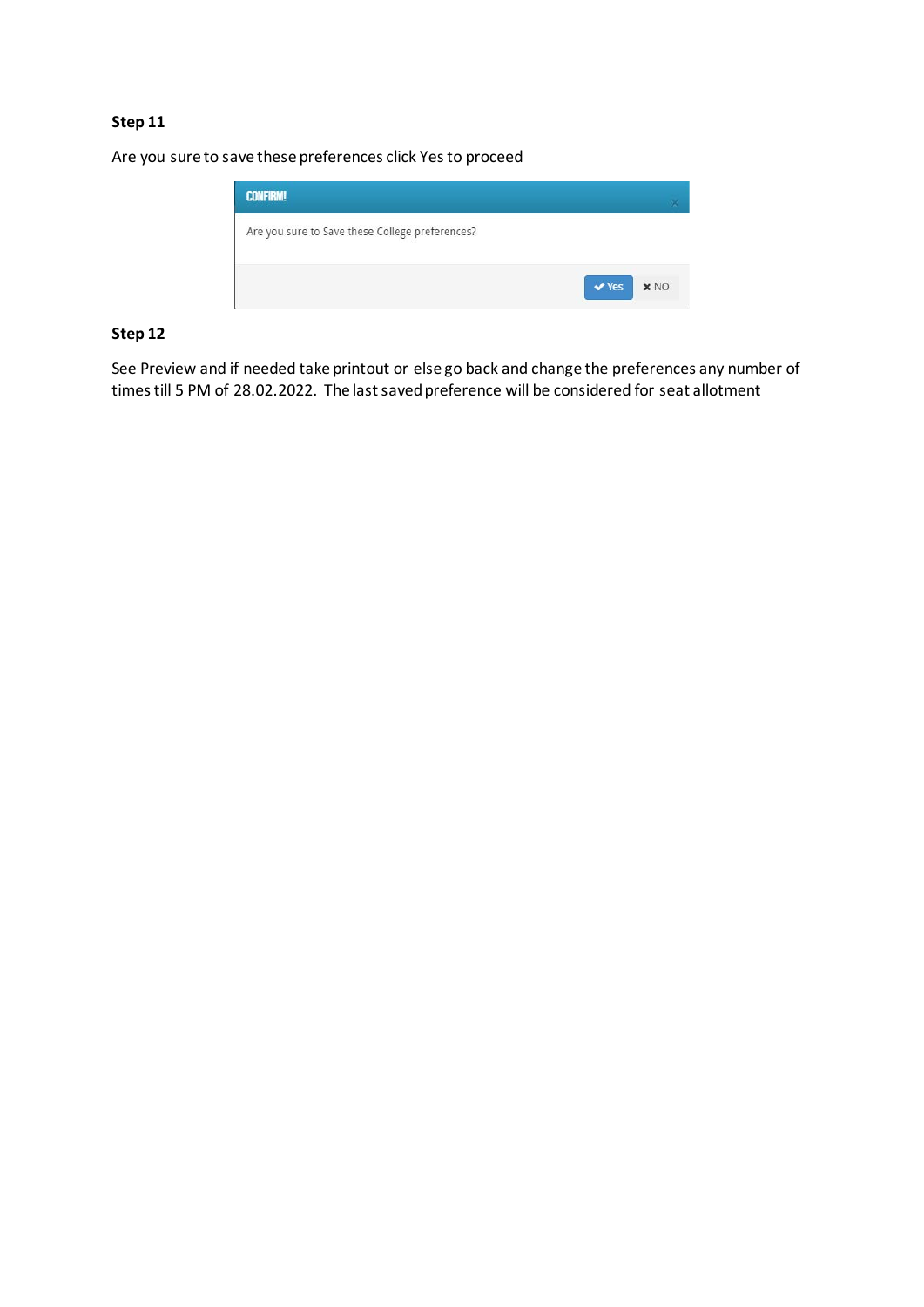**Step 11**

Are you sure to save these preferences click Yes to proceed

**Step 12**

See Preview and if needed take printout or else go back and change the preferences any number of times till 5 PM of 28.02.2022. The last saved preference will be considered for seat allotment